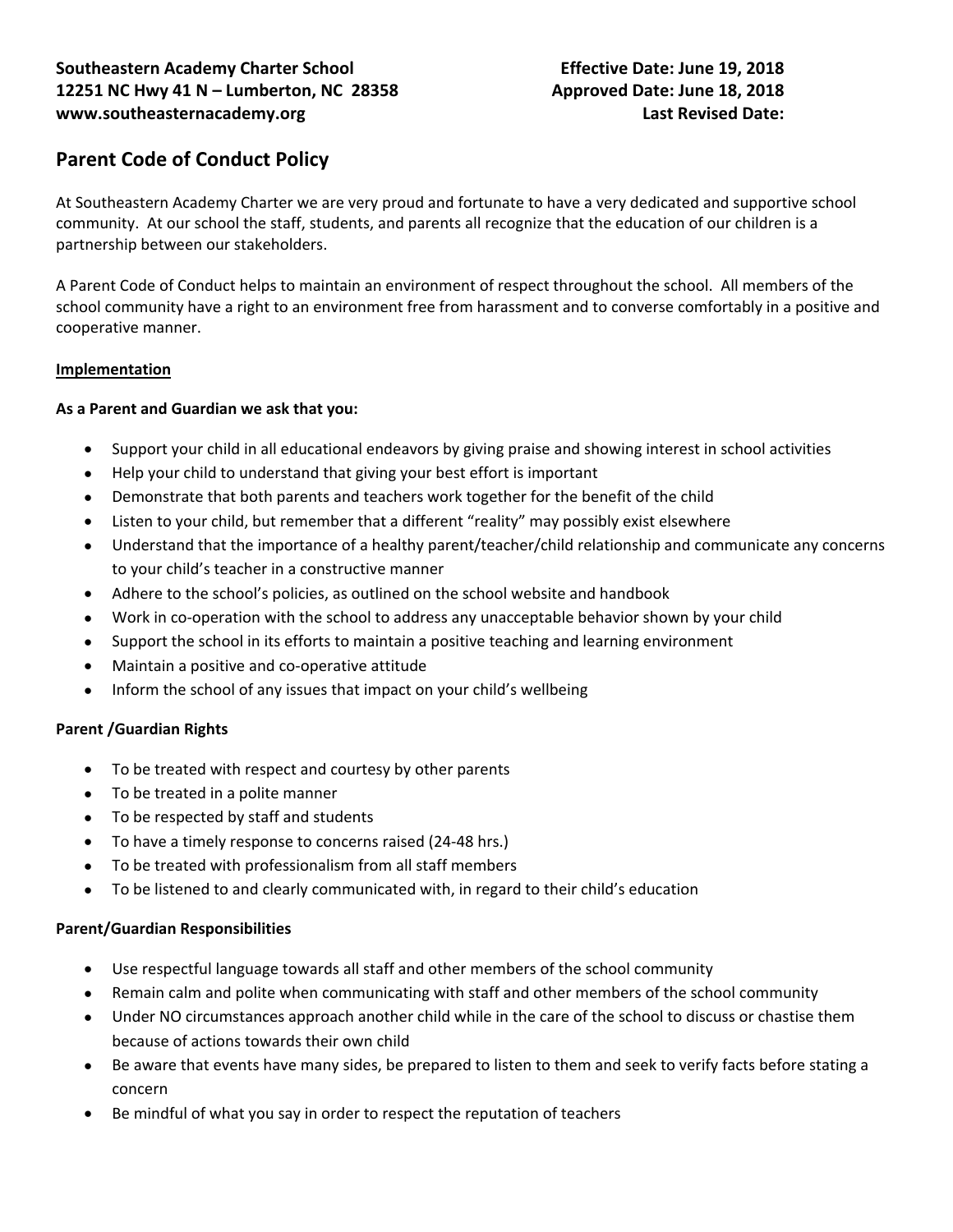**Southeastern Academy Charter School**
**12251 NC Hwy 41 N – Lumberton, NC 28358**
**www.southeasternacademy.org**

**Effective Date: June 19, 2018**
**Approved Date: June 18, 2018**
**Last Revised Date:**

## Parent Code of Conduct Policy

At Southeastern Academy Charter we are very proud and fortunate to have a very dedicated and supportive school community. At our school the staff, students, and parents all recognize that the education of our children is a partnership between our stakeholders.

A Parent Code of Conduct helps to maintain an environment of respect throughout the school. All members of the school community have a right to an environment free from harassment and to converse comfortably in a positive and cooperative manner.

**Implementation**

**As a Parent and Guardian we ask that you:**

- Support your child in all educational endeavors by giving praise and showing interest in school activities
- Help your child to understand that giving your best effort is important
- Demonstrate that both parents and teachers work together for the benefit of the child
- Listen to your child, but remember that a different "reality" may possibly exist elsewhere
- Understand that the importance of a healthy parent/teacher/child relationship and communicate any concerns to your child's teacher in a constructive manner
- Adhere to the school's policies, as outlined on the school website and handbook
- Work in co-operation with the school to address any unacceptable behavior shown by your child
- Support the school in its efforts to maintain a positive teaching and learning environment
- Maintain a positive and co-operative attitude
- Inform the school of any issues that impact on your child's wellbeing

**Parent /Guardian Rights**

- To be treated with respect and courtesy by other parents
- To be treated in a polite manner
- To be respected by staff and students
- To have a timely response to concerns raised (24-48 hrs.)
- To be treated with professionalism from all staff members
- To be listened to and clearly communicated with, in regard to their child's education

**Parent/Guardian Responsibilities**

- Use respectful language towards all staff and other members of the school community
- Remain calm and polite when communicating with staff and other members of the school community
- Under NO circumstances approach another child while in the care of the school to discuss or chastise them because of actions towards their own child
- Be aware that events have many sides, be prepared to listen to them and seek to verify facts before stating a concern
- Be mindful of what you say in order to respect the reputation of teachers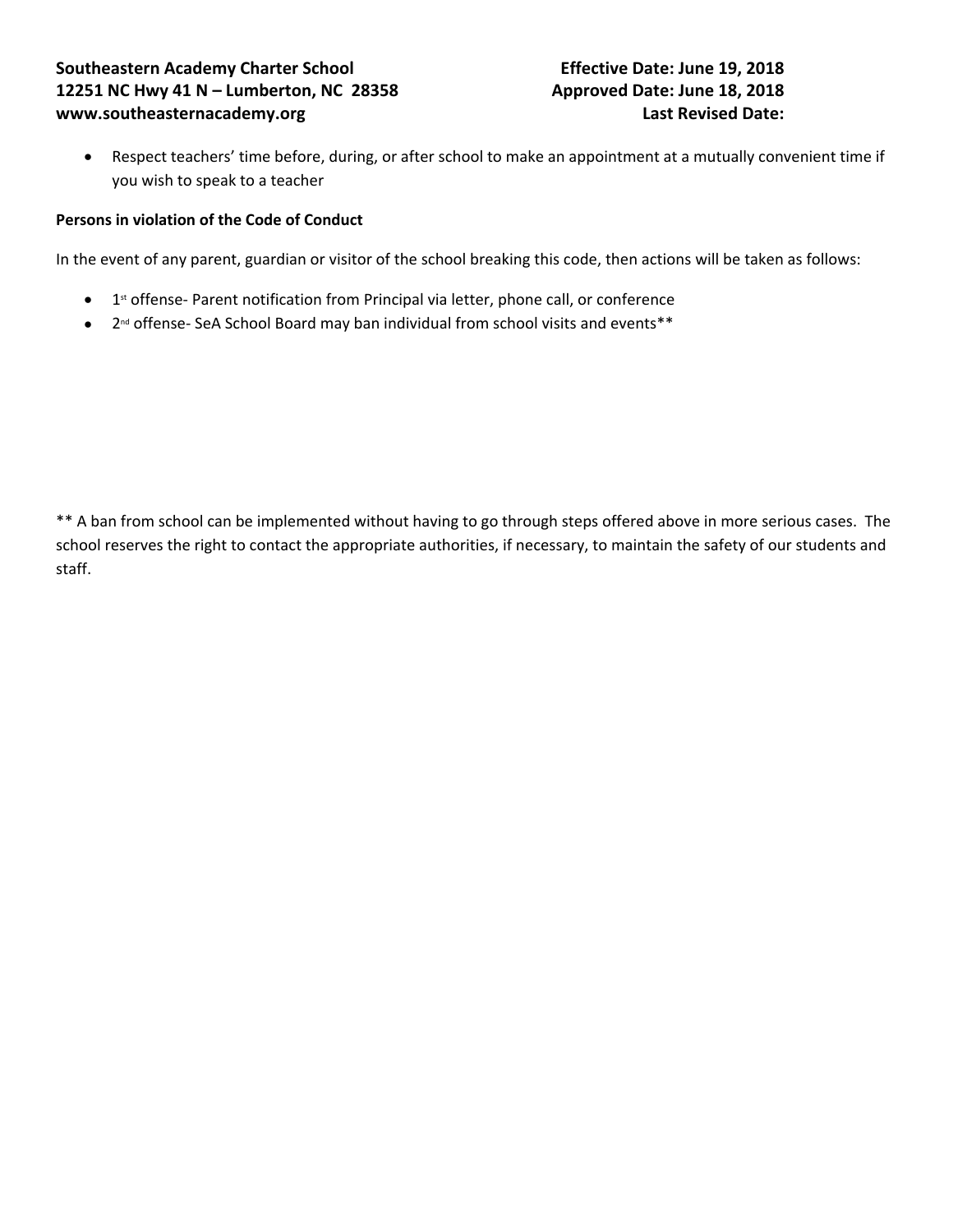- Respect teachers' time before, during, or after school to make an appointment at a mutually convenient time if you wish to speak to a teacher

**Persons in violation of the Code of Conduct**

In the event of any parent, guardian or visitor of the school breaking this code, then actions will be taken as follows:

- 1st offense- Parent notification from Principal via letter, phone call, or conference
- 2nd offense- SeA School Board may ban individual from school visits and events**

** A ban from school can be implemented without having to go through steps offered above in more serious cases. The school reserves the right to contact the appropriate authorities, if necessary, to maintain the safety of our students and staff.